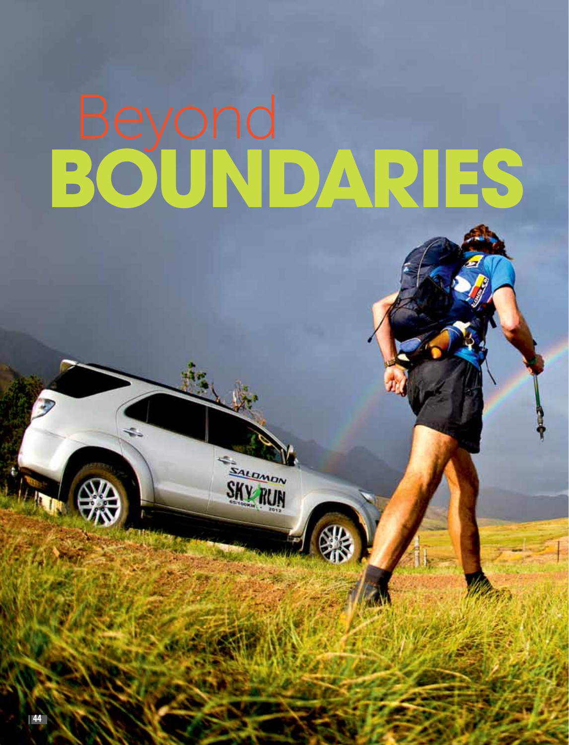# Beyond BOUNDARIES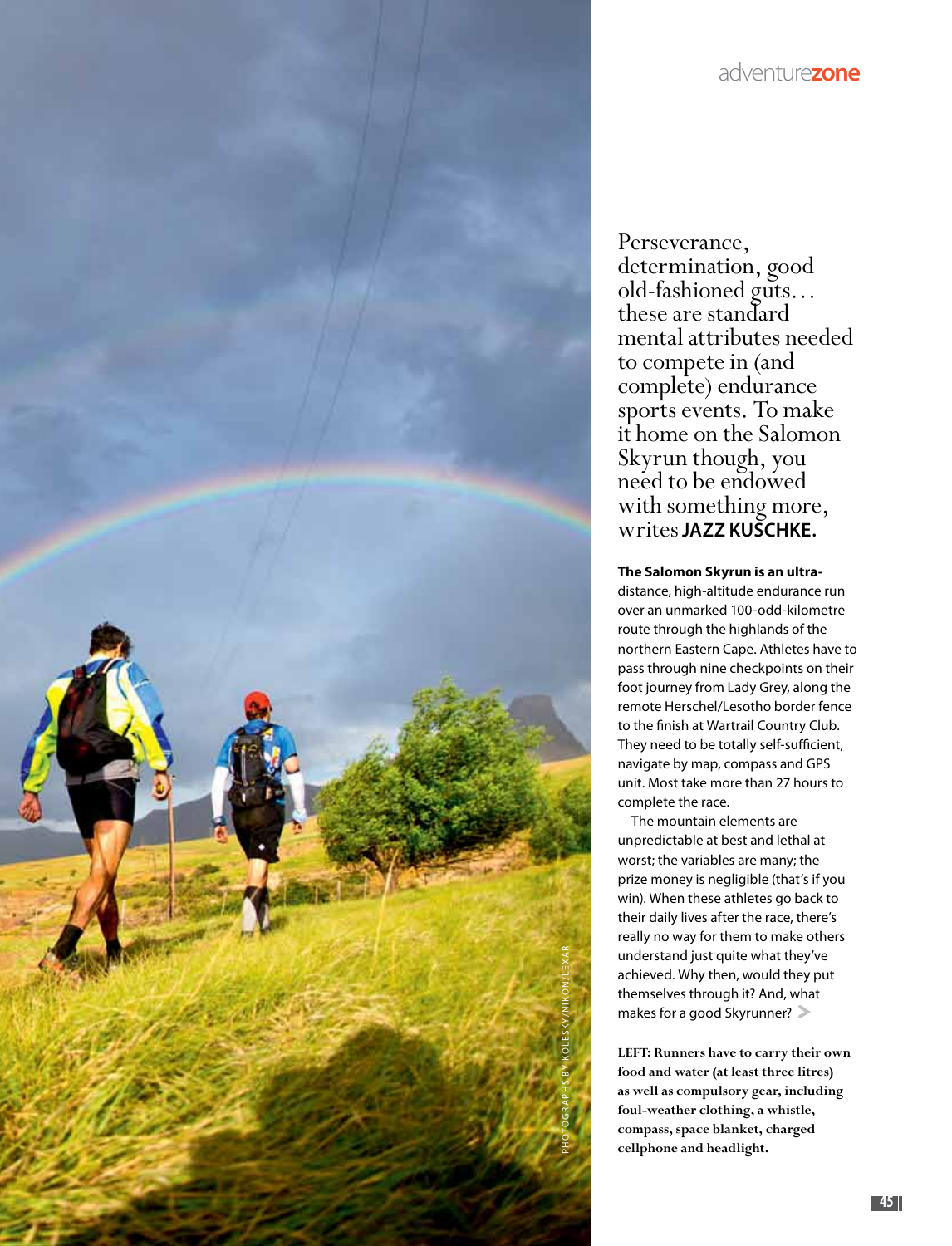Perseverance, determination, good old-fashioned guts… these are standard mental attributes needed to compete in (and complete) endurance sports events. To make it home on the Salomon Skyrun though, you need to be endowed with something more, writes **JAZZ KUSCHKE.**

**The Salomon Skyrun is an ultra-**distance, high-altitude endurance run over an unmarked 100-odd-kilometre route through the highlands of the northern Eastern Cape. Athletes have to pass through nine checkpoints on their foot journey from Lady Grey, along the remote Herschel/Lesotho border fence to the finish at Wartrail Country Club. They need to be totally self-sufficient, navigate by map, compass and GPS unit. Most take more than 27 hours to complete the race.

The mountain elements are unpredictable at best and lethal at worst; the variables are many; the prize money is negligible (that's if you win). When these athletes go back to their daily lives after the race, there's really no way for them to make others understand just quite what they've achieved. Why then, would they put themselves through it? And, what makes for a good Skyrunner?

**LEFT: Runners have to carry their own food and water (at least three litres) as well as compulsory gear, including foul-weather clothing, a whistle, compass, space blanket, charged cellphone and headlight.**

PHOTOGRAPHS BY KOLESKY/NIKON/LEXAR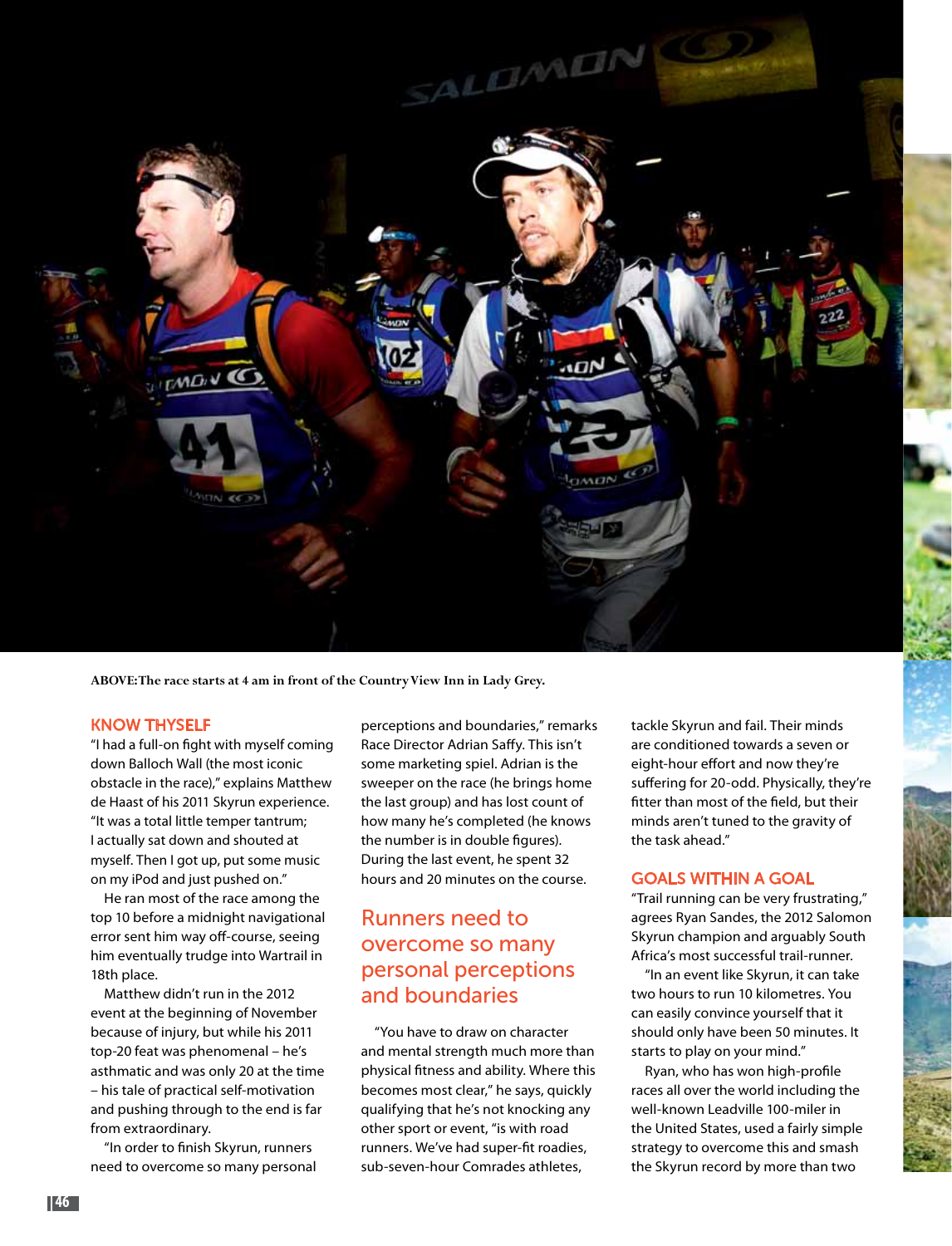ABOVE: The race starts at 4 am in front of the Country View Inn in Lady Grey.

## KNOW THYSELF

"I had a full-on fight with myself coming down Balloch Wall (the most iconic obstacle in the race)," explains Matthew de Haast of his 2011 Skyrun experience. "It was a total little temper tantrum; I actually sat down and shouted at myself. Then I got up, put some music on my iPod and just pushed on."

He ran most of the race among the top 10 before a midnight navigational error sent him way off-course, seeing him eventually trudge into Wartrail in 18th place.

Matthew didn't run in the 2012 event at the beginning of November because of injury, but while his 2011 top-20 feat was phenomenal – he's asthmatic and was only 20 at the time – his tale of practical self-motivation and pushing through to the end is far from extraordinary.

"In order to finish Skyrun, runners need to overcome so many personal perceptions and boundaries," remarks Race Director Adrian Saffy. This isn't some marketing spiel. Adrian is the sweeper on the race (he brings home the last group) and has lost count of how many he's completed (he knows the number is in double figures). During the last event, he spent 32 hours and 20 minutes on the course.

> Runners need to overcome so many personal perceptions and boundaries

"You have to draw on character and mental strength much more than physical fitness and ability. Where this becomes most clear," he says, quickly qualifying that he's not knocking any other sport or event, "is with road runners. We've had super-fit roadies, sub-seven-hour Comrades athletes, tackle Skyrun and fail. Their minds are conditioned towards a seven or eight-hour effort and now they're suffering for 20-odd. Physically, they're fitter than most of the field, but their minds aren't tuned to the gravity of the task ahead."

## GOALS WITHIN A GOAL

"Trail running can be very frustrating," agrees Ryan Sandes, the 2012 Salomon Skyrun champion and arguably South Africa's most successful trail-runner.

"In an event like Skyrun, it can take two hours to run 10 kilometres. You can easily convince yourself that it should only have been 50 minutes. It starts to play on your mind."

Ryan, who has won high-profile races all over the world including the well-known Leadville 100-miler in the United States, used a fairly simple strategy to overcome this and smash the Skyrun record by more than two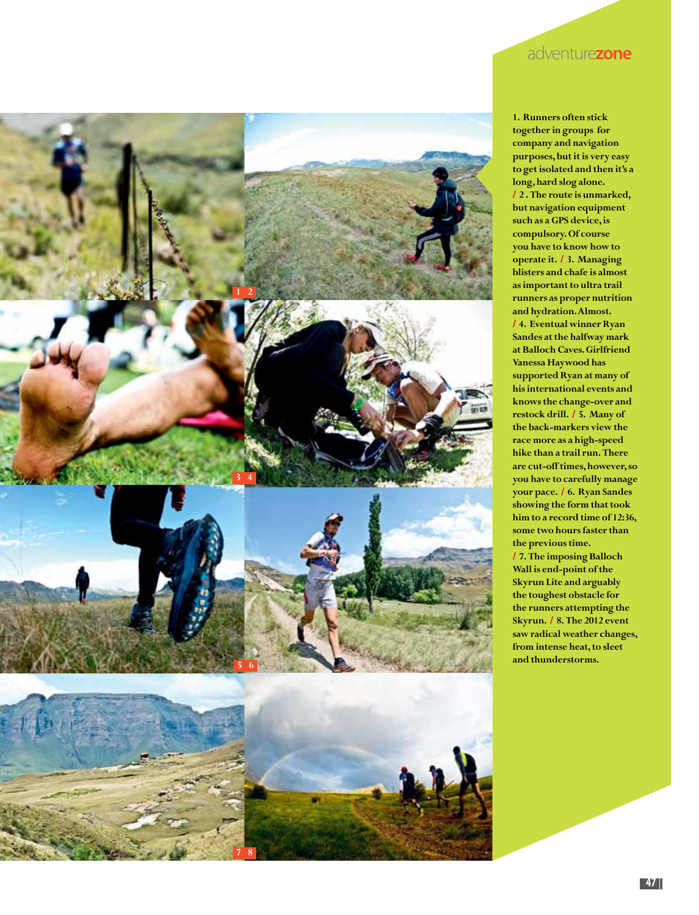1. Runners often stick together in groups for company and navigation purposes, but it is very easy to get isolated and then it's a long, hard slog alone. / 2. The route is unmarked, but navigation equipment such as a GPS device, is compulsory. Of course you have to know how to operate it. / 3. Managing blisters and chafe is almost as important to ultra trail runners as proper nutrition and hydration. Almost. / 4. Eventual winner Ryan Sandes at the halfway mark at Balloch Caves. Girlfriend Vanessa Haywood has supported Ryan at many of his international events and knows the change-over and restock drill. / 5. Many of the back-markers view the race more as a high-speed hike than a trail run. There are cut-off times, however, so you have to carefully manage your pace. / 6. Ryan Sandes showing the form that took him to a record time of 12:36, some two hours faster than the previous time. / 7. The imposing Balloch Wall is end-point of the Skyrun Lite and arguably the toughest obstacle for the runners attempting the Skyrun. / 8. The 2012 event saw radical weather changes, from intense heat, to sleet and thunderstorms.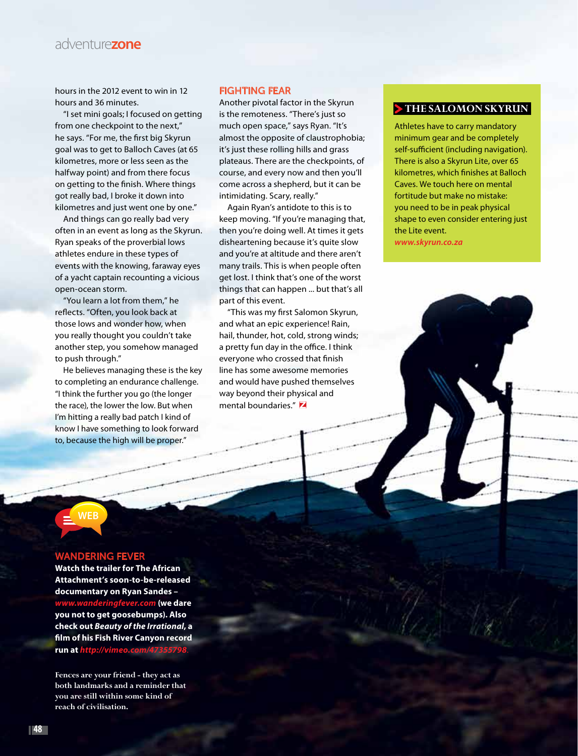hours in the 2012 event to win in 12 hours and 36 minutes.

"I set mini goals; I focused on getting from one checkpoint to the next," he says. "For me, the first big Skyrun goal was to get to Balloch Caves (at 65 kilometres, more or less seen as the halfway point) and from there focus on getting to the finish. Where things got really bad, I broke it down into kilometres and just went one by one."

And things can go really bad very often in an event as long as the Skyrun. Ryan speaks of the proverbial lows athletes endure in these types of events with the knowing, faraway eyes of a yacht captain recounting a vicious open-ocean storm.

"You learn a lot from them," he reflects. "Often, you look back at those lows and wonder how, when you really thought you couldn't take another step, you somehow managed to push through."

He believes managing these is the key to completing an endurance challenge. "I think the further you go (the longer the race), the lower the low. But when I'm hitting a really bad patch I kind of know I have something to look forward to, because the high will be proper."

## FIGHTING FEAR

Another pivotal factor in the Skyrun is the remoteness. "There's just so much open space," says Ryan. "It's almost the opposite of claustrophobia; it's just these rolling hills and grass plateaus. There are the checkpoints, of course, and every now and then you'll come across a shepherd, but it can be intimidating. Scary, really."

Again Ryan's antidote to this is to keep moving. "If you're managing that, then you're doing well. At times it gets disheartening because it's quite slow and you're at altitude and there aren't many trails. This is when people often get lost. I think that's one of the worst things that can happen ... but that's all part of this event.

"This was my first Salomon Skyrun, and what an epic experience! Rain, hail, thunder, hot, cold, strong winds; a pretty fun day in the office. I think everyone who crossed that finish line has some awesome memories and would have pushed themselves way beyond their physical and mental boundaries."

### THE SALOMON SKYRUN

Athletes have to carry mandatory minimum gear and be completely self-sufficient (including navigation). There is also a Skyrun Lite, over 65 kilometres, which finishes at Balloch Caves. We touch here on mental fortitude but make no mistake: you need to be in peak physical shape to even consider entering just the Lite event.
*www.skyrun.co.za*

WEB

### WANDERING FEVER

**Watch the trailer for The African Attachment's soon-to-be-released documentary on Ryan Sandes –** *www.wanderingfever.com* **(we dare you not to get goosebumps). Also check out *Beauty of the Irrational*, a film of his Fish River Canyon record run at** *http://vimeo.com/47355798*.

**Fences are your friend - they act as both landmarks and a reminder that you are still within some kind of reach of civilisation.**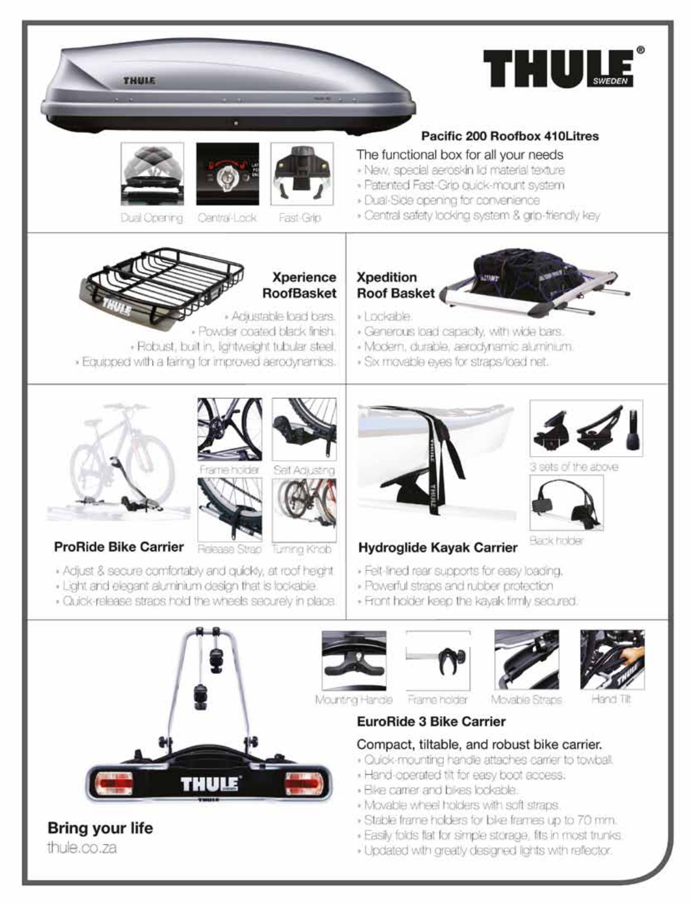# THULE® SWEDEN

## Pacific 200 Roofbox 410Litres

Dual Opening  Central-Lock  Fast-Grip

The functional box for all your needs

- New, special aeroskin lid material texture
- Patented Fast-Grip quick-mount system
- Dual-Side opening for convenience
- Central safety locking system & grip-friendly key

## Xperience RoofBasket

- Adjustable load bars.
- Powder coated black finish.
- Robust, built in, lightweight tubular steel.
- Equipped with a fairing for improved aerodynamics.

## Xpedition Roof Basket

- Lockable.
- Generous load capacity, with wide bars.
- Modern, durable, aerodynamic aluminium.
- Six movable eyes for straps/load net.

## ProRide Bike Carrier

Frame holder  Self Adjusting  Release Strap  Turning Knob

- Adjust & secure comfortably and quickly, at roof height
- Light and elegant aluminium design that is lockable
- Quick-release straps hold the wheels securely in place.

## Hydroglide Kayak Carrier

3 sets of the above  Back holder

- Felt-lined rear supports for easy loading.
- Powerful straps and rubber protection
- Front holder keep the kayak firmly secured.

## EuroRide 3 Bike Carrier

Mounting Handle  Frame holder  Movable Straps  Hand Tilt

Compact, tiltable, and robust bike carrier.

- Quick-mounting handle attaches carrier to towball.
- Hand-operated tilt for easy boot access.
- Bike carrier and bikes lockable.
- Movable wheel holders with soft straps.
- Stable frame holders for bike frames up to 70 mm.
- Easily folds flat for simple storage, fits in most trunks.
- Updated with greatly designed lights with reflector.

**Bring your life**

thule.co.za